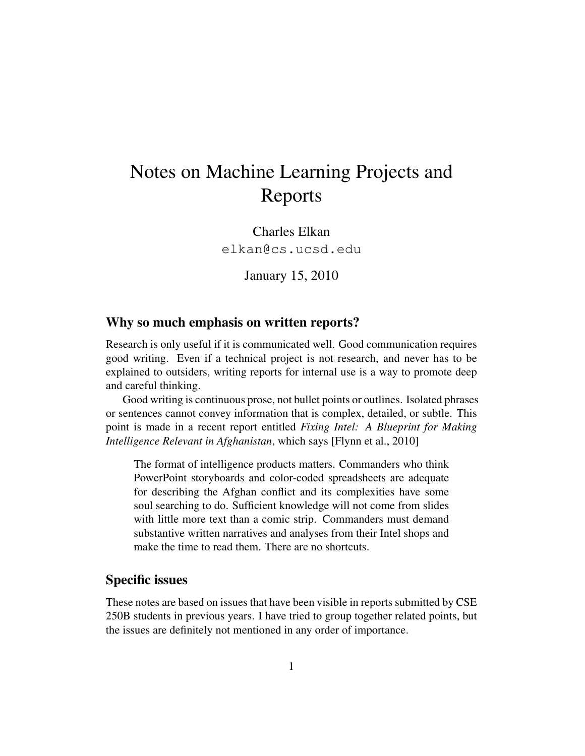# Notes on Machine Learning Projects and Reports

Charles Elkan
elkan@cs.ucsd.edu

January 15, 2010

## Why so much emphasis on written reports?

Research is only useful if it is communicated well. Good communication requires good writing. Even if a technical project is not research, and never has to be explained to outsiders, writing reports for internal use is a way to promote deep and careful thinking.

Good writing is continuous prose, not bullet points or outlines. Isolated phrases or sentences cannot convey information that is complex, detailed, or subtle. This point is made in a recent report entitled *Fixing Intel: A Blueprint for Making Intelligence Relevant in Afghanistan*, which says [Flynn et al., 2010]

> The format of intelligence products matters. Commanders who think PowerPoint storyboards and color-coded spreadsheets are adequate for describing the Afghan conflict and its complexities have some soul searching to do. Sufficient knowledge will not come from slides with little more text than a comic strip. Commanders must demand substantive written narratives and analyses from their Intel shops and make the time to read them. There are no shortcuts.

## Specific issues

These notes are based on issues that have been visible in reports submitted by CSE 250B students in previous years. I have tried to group together related points, but the issues are definitely not mentioned in any order of importance.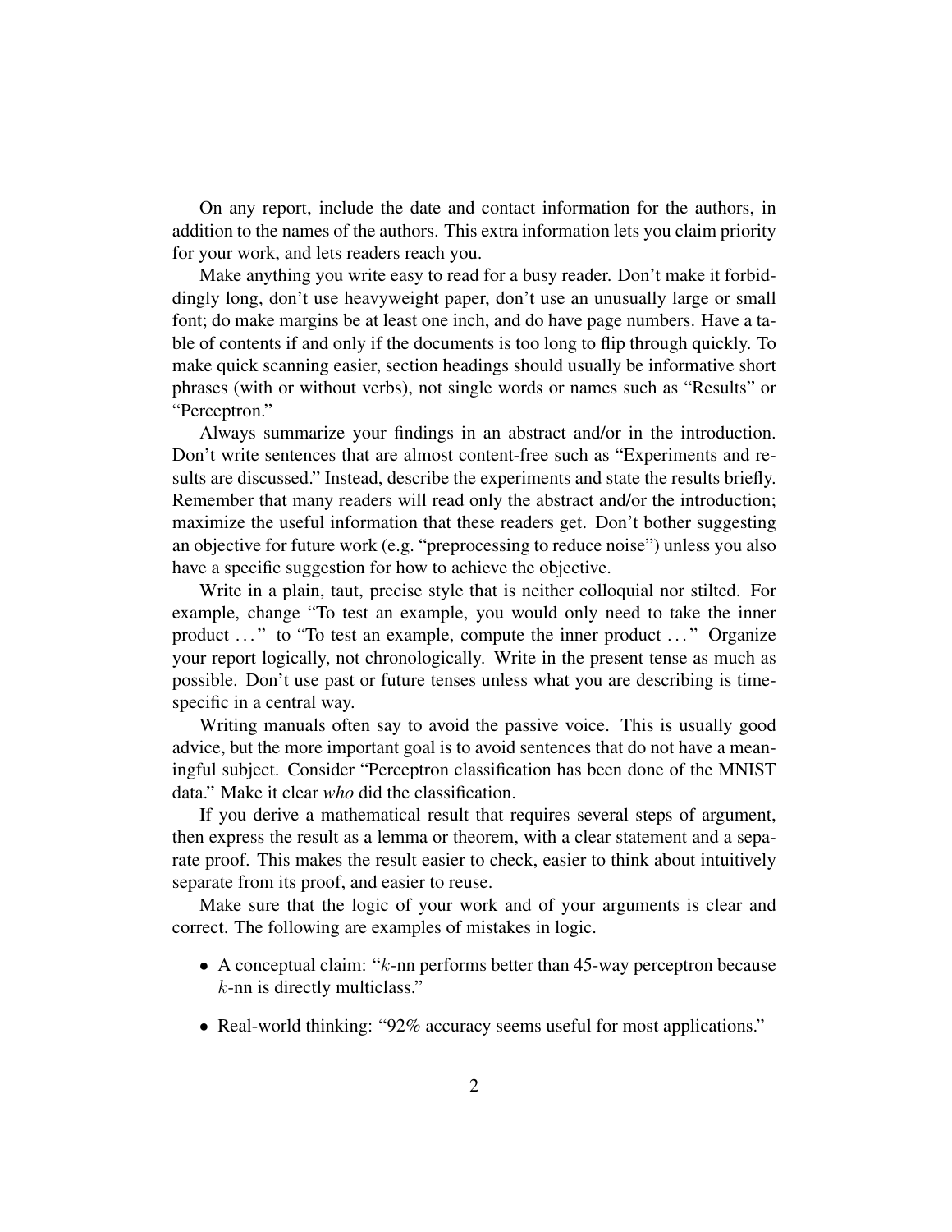On any report, include the date and contact information for the authors, in addition to the names of the authors. This extra information lets you claim priority for your work, and lets readers reach you.

Make anything you write easy to read for a busy reader. Don't make it forbiddingly long, don't use heavyweight paper, don't use an unusually large or small font; do make margins be at least one inch, and do have page numbers. Have a table of contents if and only if the documents is too long to flip through quickly. To make quick scanning easier, section headings should usually be informative short phrases (with or without verbs), not single words or names such as "Results" or "Perceptron."

Always summarize your findings in an abstract and/or in the introduction. Don't write sentences that are almost content-free such as "Experiments and results are discussed." Instead, describe the experiments and state the results briefly. Remember that many readers will read only the abstract and/or the introduction; maximize the useful information that these readers get. Don't bother suggesting an objective for future work (e.g. "preprocessing to reduce noise") unless you also have a specific suggestion for how to achieve the objective.

Write in a plain, taut, precise style that is neither colloquial nor stilted. For example, change "To test an example, you would only need to take the inner product ..." to "To test an example, compute the inner product ..." Organize your report logically, not chronologically. Write in the present tense as much as possible. Don't use past or future tenses unless what you are describing is time-specific in a central way.

Writing manuals often say to avoid the passive voice. This is usually good advice, but the more important goal is to avoid sentences that do not have a meaningful subject. Consider "Perceptron classification has been done of the MNIST data." Make it clear *who* did the classification.

If you derive a mathematical result that requires several steps of argument, then express the result as a lemma or theorem, with a clear statement and a separate proof. This makes the result easier to check, easier to think about intuitively separate from its proof, and easier to reuse.

Make sure that the logic of your work and of your arguments is clear and correct. The following are examples of mistakes in logic.

- A conceptual claim: "$k$-nn performs better than 45-way perceptron because $k$-nn is directly multiclass."
- Real-world thinking: "92% accuracy seems useful for most applications."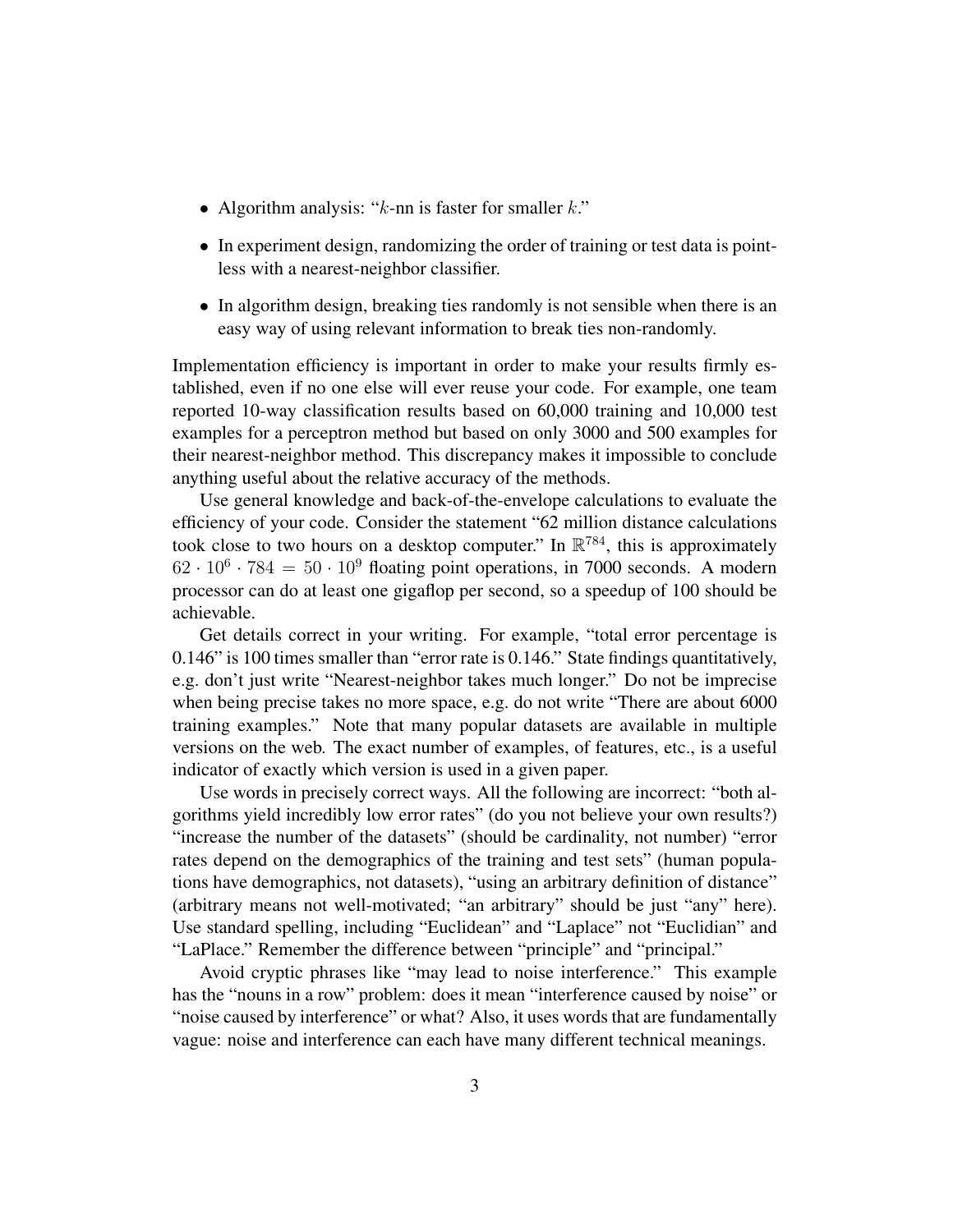- Algorithm analysis: "$k$-nn is faster for smaller $k$."
- In experiment design, randomizing the order of training or test data is pointless with a nearest-neighbor classifier.
- In algorithm design, breaking ties randomly is not sensible when there is an easy way of using relevant information to break ties non-randomly.

Implementation efficiency is important in order to make your results firmly established, even if no one else will ever reuse your code. For example, one team reported 10-way classification results based on 60,000 training and 10,000 test examples for a perceptron method but based on only 3000 and 500 examples for their nearest-neighbor method. This discrepancy makes it impossible to conclude anything useful about the relative accuracy of the methods.

Use general knowledge and back-of-the-envelope calculations to evaluate the efficiency of your code. Consider the statement "62 million distance calculations took close to two hours on a desktop computer." In $\mathbb{R}^{784}$, this is approximately $62 \cdot 10^6 \cdot 784 = 50 \cdot 10^9$ floating point operations, in 7000 seconds. A modern processor can do at least one gigaflop per second, so a speedup of 100 should be achievable.

Get details correct in your writing. For example, "total error percentage is 0.146" is 100 times smaller than "error rate is 0.146." State findings quantitatively, e.g. don't just write "Nearest-neighbor takes much longer." Do not be imprecise when being precise takes no more space, e.g. do not write "There are about 6000 training examples." Note that many popular datasets are available in multiple versions on the web. The exact number of examples, of features, etc., is a useful indicator of exactly which version is used in a given paper.

Use words in precisely correct ways. All the following are incorrect: "both algorithms yield incredibly low error rates" (do you not believe your own results?) "increase the number of the datasets" (should be cardinality, not number) "error rates depend on the demographics of the training and test sets" (human populations have demographics, not datasets), "using an arbitrary definition of distance" (arbitrary means not well-motivated; "an arbitrary" should be just "any" here). Use standard spelling, including "Euclidean" and "Laplace" not "Euclidian" and "LaPlace." Remember the difference between "principle" and "principal."

Avoid cryptic phrases like "may lead to noise interference." This example has the "nouns in a row" problem: does it mean "interference caused by noise" or "noise caused by interference" or what? Also, it uses words that are fundamentally vague: noise and interference can each have many different technical meanings.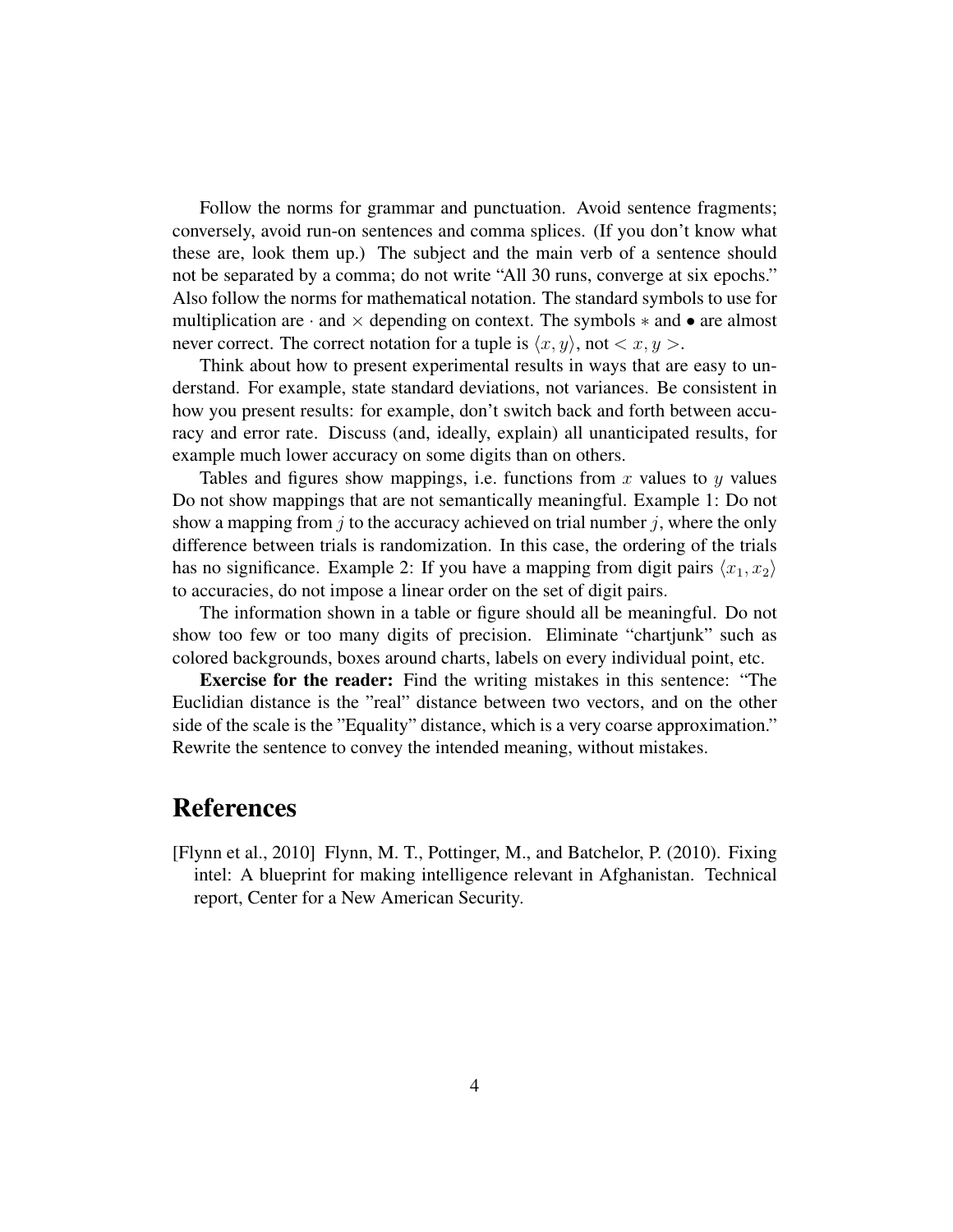Follow the norms for grammar and punctuation. Avoid sentence fragments; conversely, avoid run-on sentences and comma splices. (If you don't know what these are, look them up.) The subject and the main verb of a sentence should not be separated by a comma; do not write "All 30 runs, converge at six epochs." Also follow the norms for mathematical notation. The standard symbols to use for multiplication are $\cdot$ and $\times$ depending on context. The symbols $*$ and $\bullet$ are almost never correct. The correct notation for a tuple is $\langle x, y \rangle$, not $< x, y >$.

Think about how to present experimental results in ways that are easy to understand. For example, state standard deviations, not variances. Be consistent in how you present results: for example, don't switch back and forth between accuracy and error rate. Discuss (and, ideally, explain) all unanticipated results, for example much lower accuracy on some digits than on others.

Tables and figures show mappings, i.e. functions from $x$ values to $y$ values Do not show mappings that are not semantically meaningful. Example 1: Do not show a mapping from $j$ to the accuracy achieved on trial number $j$, where the only difference between trials is randomization. In this case, the ordering of the trials has no significance. Example 2: If you have a mapping from digit pairs $\langle x_1, x_2 \rangle$ to accuracies, do not impose a linear order on the set of digit pairs.

The information shown in a table or figure should all be meaningful. Do not show too few or too many digits of precision. Eliminate "chartjunk" such as colored backgrounds, boxes around charts, labels on every individual point, etc.

**Exercise for the reader:** Find the writing mistakes in this sentence: "The Euclidian distance is the "real" distance between two vectors, and on the other side of the scale is the "Equality" distance, which is a very coarse approximation." Rewrite the sentence to convey the intended meaning, without mistakes.

# References

[Flynn et al., 2010] Flynn, M. T., Pottinger, M., and Batchelor, P. (2010). Fixing intel: A blueprint for making intelligence relevant in Afghanistan. Technical report, Center for a New American Security.